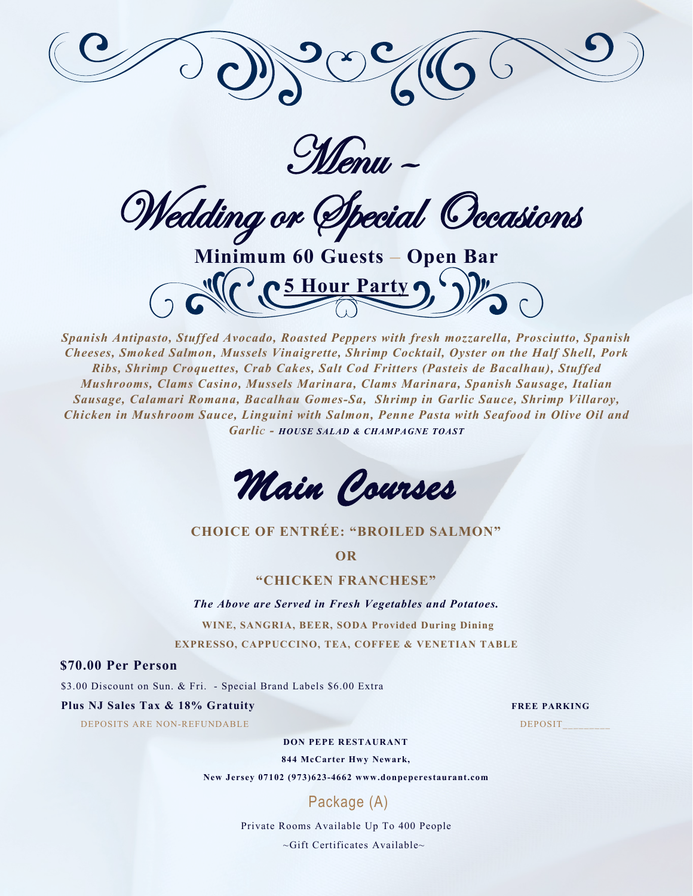# Menu ~

# Wedding or Special Occasions

**Minimum 60 Guests – Open Bar**

**5 Hour Party**

***Spanish Antipasto, Stuffed Avocado, Roasted Peppers with fresh mozzarella, Prosciutto, Spanish Cheeses, Smoked Salmon, Mussels Vinaigrette, Shrimp Cocktail, Oyster on the Half Shell, Pork Ribs, Shrimp Croquettes, Crab Cakes, Salt Cod Fritters (Pasteis de Bacalhau), Stuffed Mushrooms, Clams Casino, Mussels Marinara, Clams Marinara, Spanish Sausage, Italian Sausage, Calamari Romana, Bacalhau Gomes-Sa, Shrimp in Garlic Sauce, Shrimp Villaroy, Chicken in Mushroom Sauce, Linguini with Salmon, Penne Pasta with Seafood in Olive Oil and Garlic - HOUSE SALAD & CHAMPAGNE TOAST***

## Main Courses

**CHOICE OF ENTRÉE: "BROILED SALMON"**

**OR**

**"CHICKEN FRANCHESE"**

***The Above are Served in Fresh Vegetables and Potatoes.***

**WINE, SANGRIA, BEER, SODA Provided During Dining**

**EXPRESSO, CAPPUCCINO, TEA, COFFEE & VENETIAN TABLE**

**$70.00 Per Person**

$3.00 Discount on Sun. & Fri. - Special Brand Labels $6.00 Extra

**Plus NJ Sales Tax & 18% Gratuity**

**FREE PARKING**

DEPOSITS ARE NON-REFUNDABLE

DEPOSIT________

**DON PEPE RESTAURANT**

**844 McCarter Hwy Newark,**

**New Jersey 07102 (973)623-4662 www.donpeperestaurant.com**

Package (A)

Private Rooms Available Up To 400 People

~Gift Certificates Available~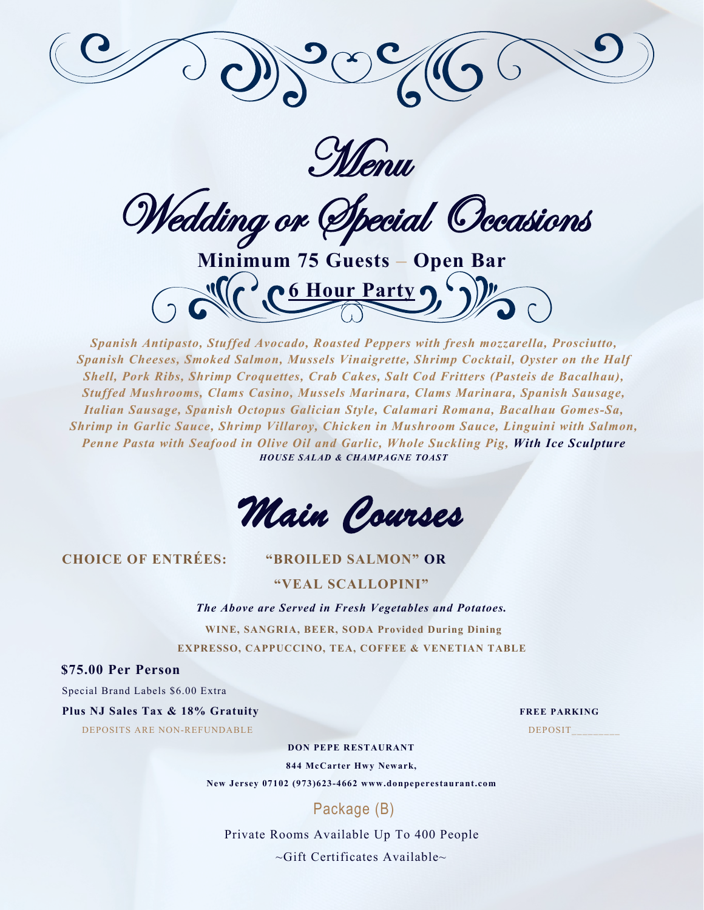# Menu

# Wedding or Special Occasions

**Minimum 75 Guests – Open Bar**

**6 Hour Party**

***Spanish Antipasto, Stuffed Avocado, Roasted Peppers with fresh mozzarella, Prosciutto, Spanish Cheeses, Smoked Salmon, Mussels Vinaigrette, Shrimp Cocktail, Oyster on the Half Shell, Pork Ribs, Shrimp Croquettes, Crab Cakes, Salt Cod Fritters (Pasteis de Bacalhau), Stuffed Mushrooms, Clams Casino, Mussels Marinara, Clams Marinara, Spanish Sausage, Italian Sausage, Spanish Octopus Galician Style, Calamari Romana, Bacalhau Gomes-Sa, Shrimp in Garlic Sauce, Shrimp Villaroy, Chicken in Mushroom Sauce, Linguini with Salmon, Penne Pasta with Seafood in Olive Oil and Garlic, Whole Suckling Pig, With Ice Sculpture***

***HOUSE SALAD & CHAMPAGNE TOAST***

## Main Courses

**CHOICE OF ENTRÉES: "BROILED SALMON" OR "VEAL SCALLOPINI"**

***The Above are Served in Fresh Vegetables and Potatoes.***

**WINE, SANGRIA, BEER, SODA Provided During Dining**

**EXPRESSO, CAPPUCCINO, TEA, COFFEE & VENETIAN TABLE**

**$75.00 Per Person**

Special Brand Labels $6.00 Extra

**Plus NJ Sales Tax & 18% Gratuity**

DEPOSITS ARE NON-REFUNDABLE

**FREE PARKING**

DEPOSIT________

**DON PEPE RESTAURANT**

**844 McCarter Hwy Newark,**

**New Jersey 07102 (973)623-4662 www.donpeperestaurant.com**

Package (B)

Private Rooms Available Up To 400 People

~Gift Certificates Available~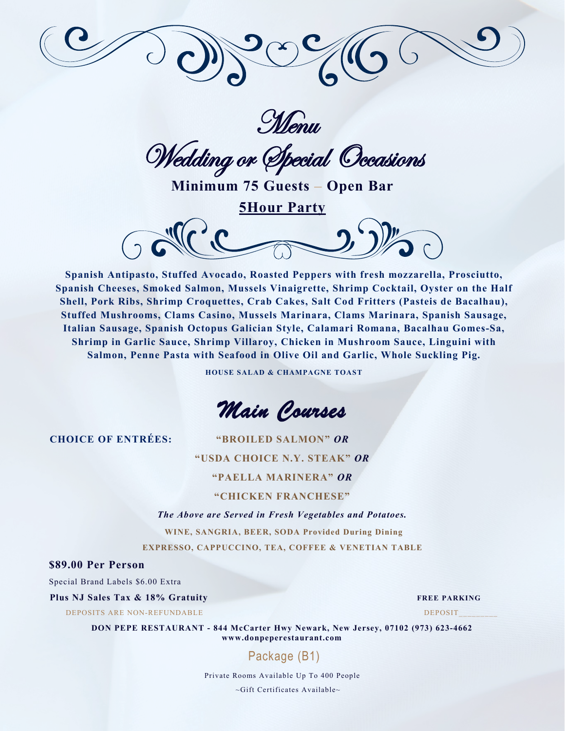# Menu

## Wedding or Special Occasions

**Minimum 75 Guests – Open Bar**

**5Hour Party**

**Spanish Antipasto, Stuffed Avocado, Roasted Peppers with fresh mozzarella, Prosciutto, Spanish Cheeses, Smoked Salmon, Mussels Vinaigrette, Shrimp Cocktail, Oyster on the Half Shell, Pork Ribs, Shrimp Croquettes, Crab Cakes, Salt Cod Fritters (Pasteis de Bacalhau), Stuffed Mushrooms, Clams Casino, Mussels Marinara, Clams Marinara, Spanish Sausage, Italian Sausage, Spanish Octopus Galician Style, Calamari Romana, Bacalhau Gomes-Sa, Shrimp in Garlic Sauce, Shrimp Villaroy, Chicken in Mushroom Sauce, Linguini with Salmon, Penne Pasta with Seafood in Olive Oil and Garlic, Whole Suckling Pig.**

**HOUSE SALAD & CHAMPAGNE TOAST**

## Main Courses

**CHOICE OF ENTRÉES:**

**"BROILED SALMON"** ***OR***

**"USDA CHOICE N.Y. STEAK"** ***OR***

**"PAELLA MARINERA"** ***OR***

**"CHICKEN FRANCHESE"**

***The Above are Served in Fresh Vegetables and Potatoes.***

**WINE, SANGRIA, BEER, SODA Provided During Dining**

**EXPRESSO, CAPPUCCINO, TEA, COFFEE & VENETIAN TABLE**

**$89.00 Per Person**

Special Brand Labels $6.00 Extra

**Plus NJ Sales Tax & 18% Gratuity**

**FREE PARKING**

DEPOSITS ARE NON-REFUNDABLE

DEPOSIT________

**DON PEPE RESTAURANT - 844 McCarter Hwy Newark, New Jersey, 07102 (973) 623-4662**
**www.donpeperestaurant.com**

Package (B1)

Private Rooms Available Up To 400 People

~Gift Certificates Available~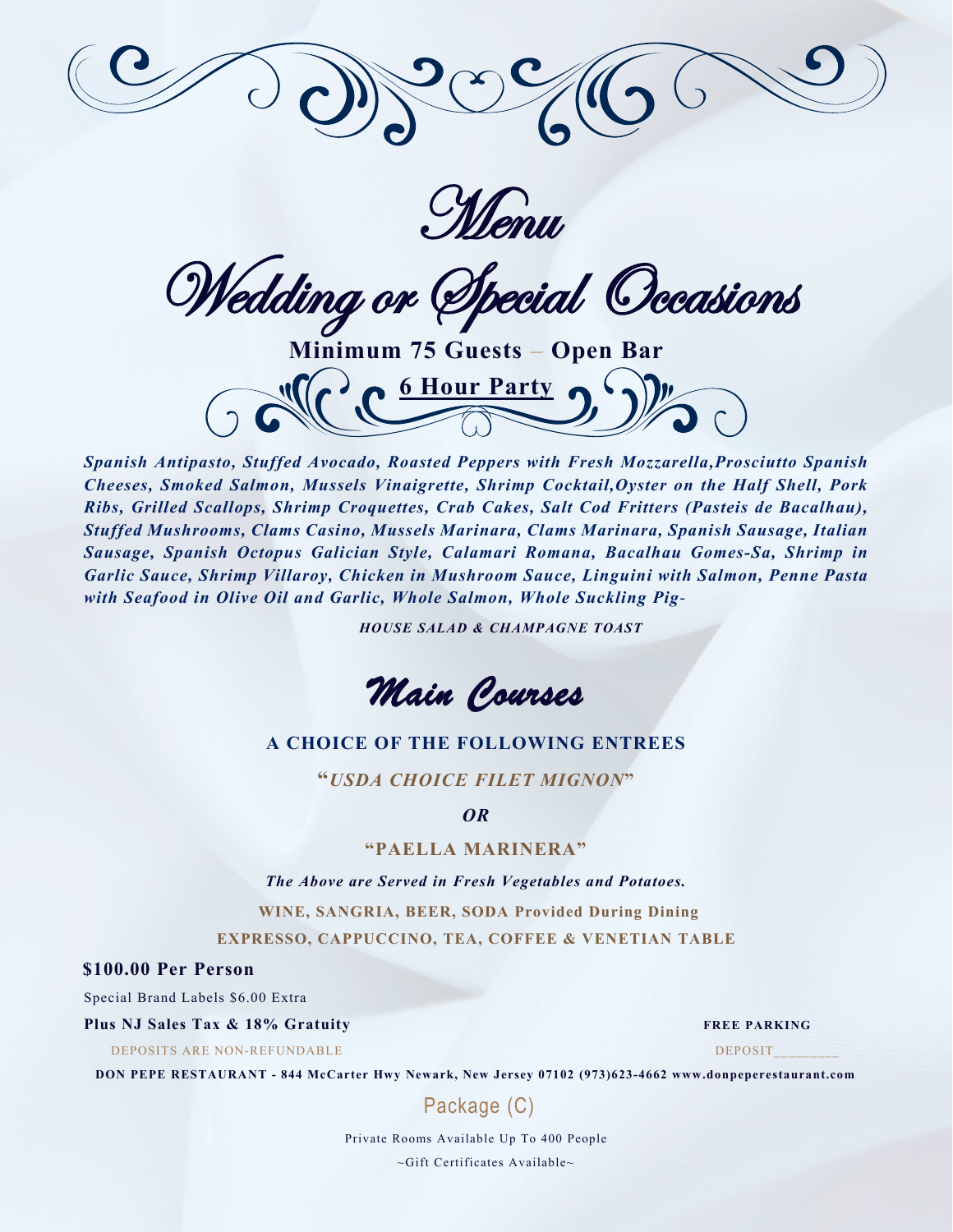# Menu

# Wedding or Special Occasions

**Minimum 75 Guests – Open Bar**

**6 Hour Party**

***Spanish Antipasto, Stuffed Avocado, Roasted Peppers with Fresh Mozzarella,Prosciutto Spanish Cheeses, Smoked Salmon, Mussels Vinaigrette, Shrimp Cocktail,Oyster on the Half Shell, Pork Ribs, Grilled Scallops, Shrimp Croquettes, Crab Cakes, Salt Cod Fritters (Pasteis de Bacalhau), Stuffed Mushrooms, Clams Casino, Mussels Marinara, Clams Marinara, Spanish Sausage, Italian Sausage, Spanish Octopus Galician Style, Calamari Romana, Bacalhau Gomes-Sa, Shrimp in Garlic Sauce, Shrimp Villaroy, Chicken in Mushroom Sauce, Linguini with Salmon, Penne Pasta with Seafood in Olive Oil and Garlic, Whole Salmon, Whole Suckling Pig-***

***HOUSE SALAD & CHAMPAGNE TOAST***

## Main Courses

**A CHOICE OF THE FOLLOWING ENTREES**

**"*USDA CHOICE FILET MIGNON*"**

***OR***

**"PAELLA MARINERA"**

***The Above are Served in Fresh Vegetables and Potatoes.***

**WINE, SANGRIA, BEER, SODA Provided During Dining**

**EXPRESSO, CAPPUCCINO, TEA, COFFEE & VENETIAN TABLE**

**$100.00 Per Person**

Special Brand Labels $6.00 Extra

**Plus NJ Sales Tax & 18% Gratuity**

**FREE PARKING**

DEPOSITS ARE NON-REFUNDABLE

DEPOSIT________

**DON PEPE RESTAURANT - 844 McCarter Hwy Newark, New Jersey 07102 (973)623-4662 www.donpeperestaurant.com**

Package (C)

Private Rooms Available Up To 400 People

~Gift Certificates Available~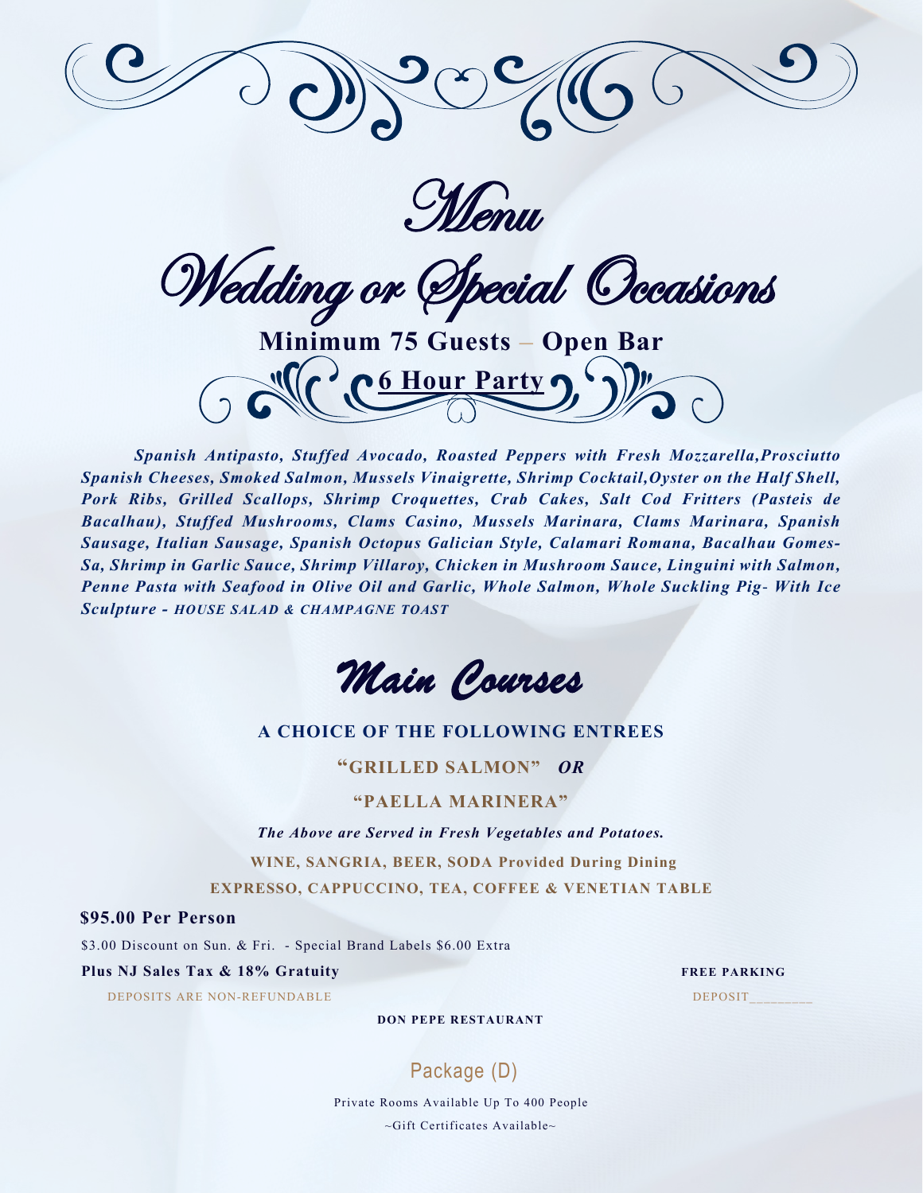# Menu

# Wedding or Special Occasions

**Minimum 75 Guests – Open Bar**

**6 Hour Party**

***Spanish Antipasto, Stuffed Avocado, Roasted Peppers with Fresh Mozzarella,Prosciutto Spanish Cheeses, Smoked Salmon, Mussels Vinaigrette, Shrimp Cocktail,Oyster on the Half Shell, Pork Ribs, Grilled Scallops, Shrimp Croquettes, Crab Cakes, Salt Cod Fritters (Pasteis de Bacalhau), Stuffed Mushrooms, Clams Casino, Mussels Marinara, Clams Marinara, Spanish Sausage, Italian Sausage, Spanish Octopus Galician Style, Calamari Romana, Bacalhau Gomes-Sa, Shrimp in Garlic Sauce, Shrimp Villaroy, Chicken in Mushroom Sauce, Linguini with Salmon, Penne Pasta with Seafood in Olive Oil and Garlic, Whole Salmon, Whole Suckling Pig- With Ice Sculpture - HOUSE SALAD & CHAMPAGNE TOAST***

## Main Courses

**A CHOICE OF THE FOLLOWING ENTREES**

**"GRILLED SALMON"** ***OR***

**"PAELLA MARINERA"**

***The Above are Served in Fresh Vegetables and Potatoes.***

**WINE, SANGRIA, BEER, SODA Provided During Dining**

**EXPRESSO, CAPPUCCINO, TEA, COFFEE & VENETIAN TABLE**

**$95.00 Per Person**

$3.00 Discount on Sun. & Fri. - Special Brand Labels $6.00 Extra

**Plus NJ Sales Tax & 18% Gratuity**

**FREE PARKING**

DEPOSITS ARE NON-REFUNDABLE

DEPOSIT_________

**DON PEPE RESTAURANT**

Package (D)

Private Rooms Available Up To 400 People

~Gift Certificates Available~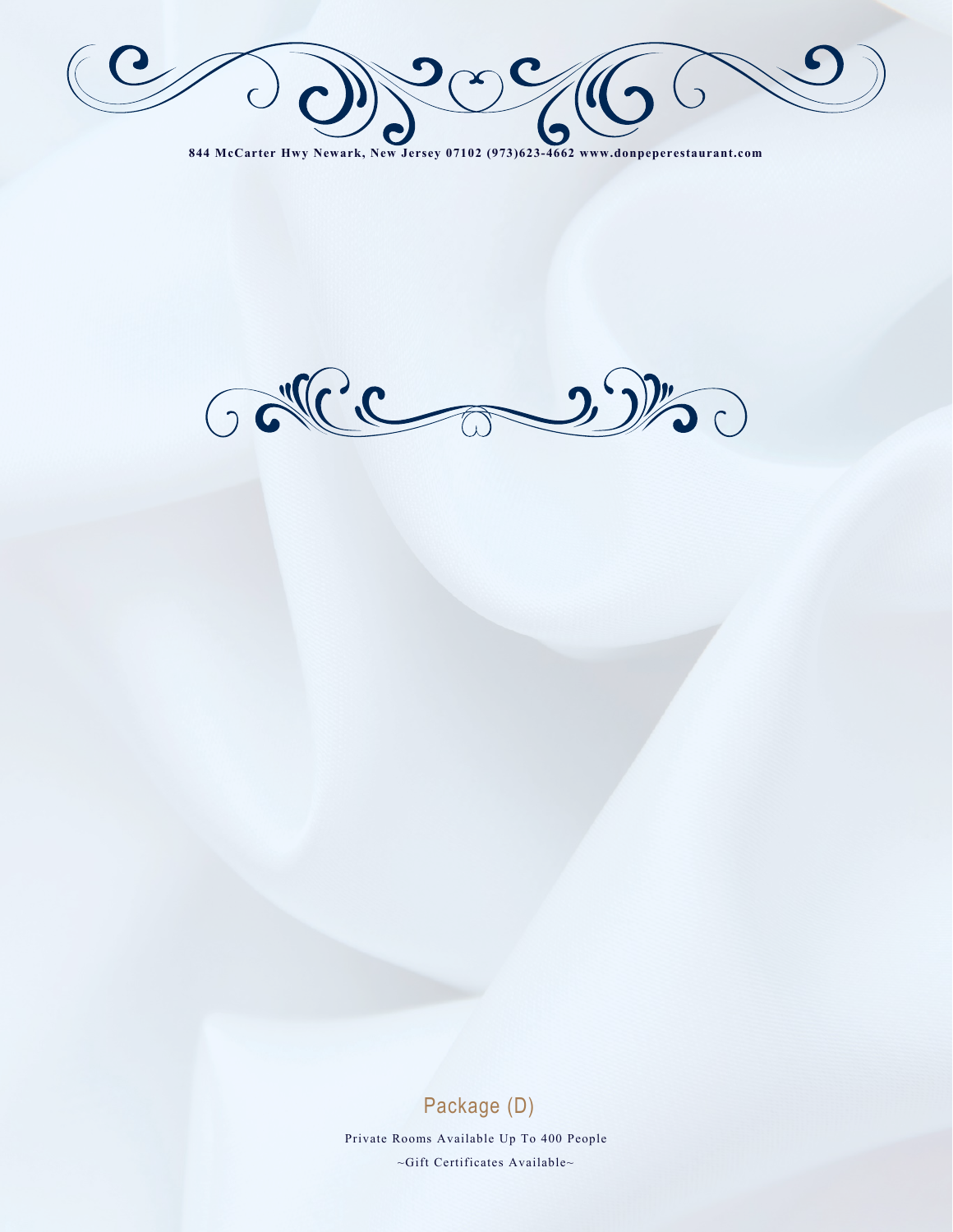844 McCarter Hwy Newark, New Jersey 07102 (973)623-4662 www.donpeperestaurant.com

## Package (D)

Private Rooms Available Up To 400 People

~Gift Certificates Available~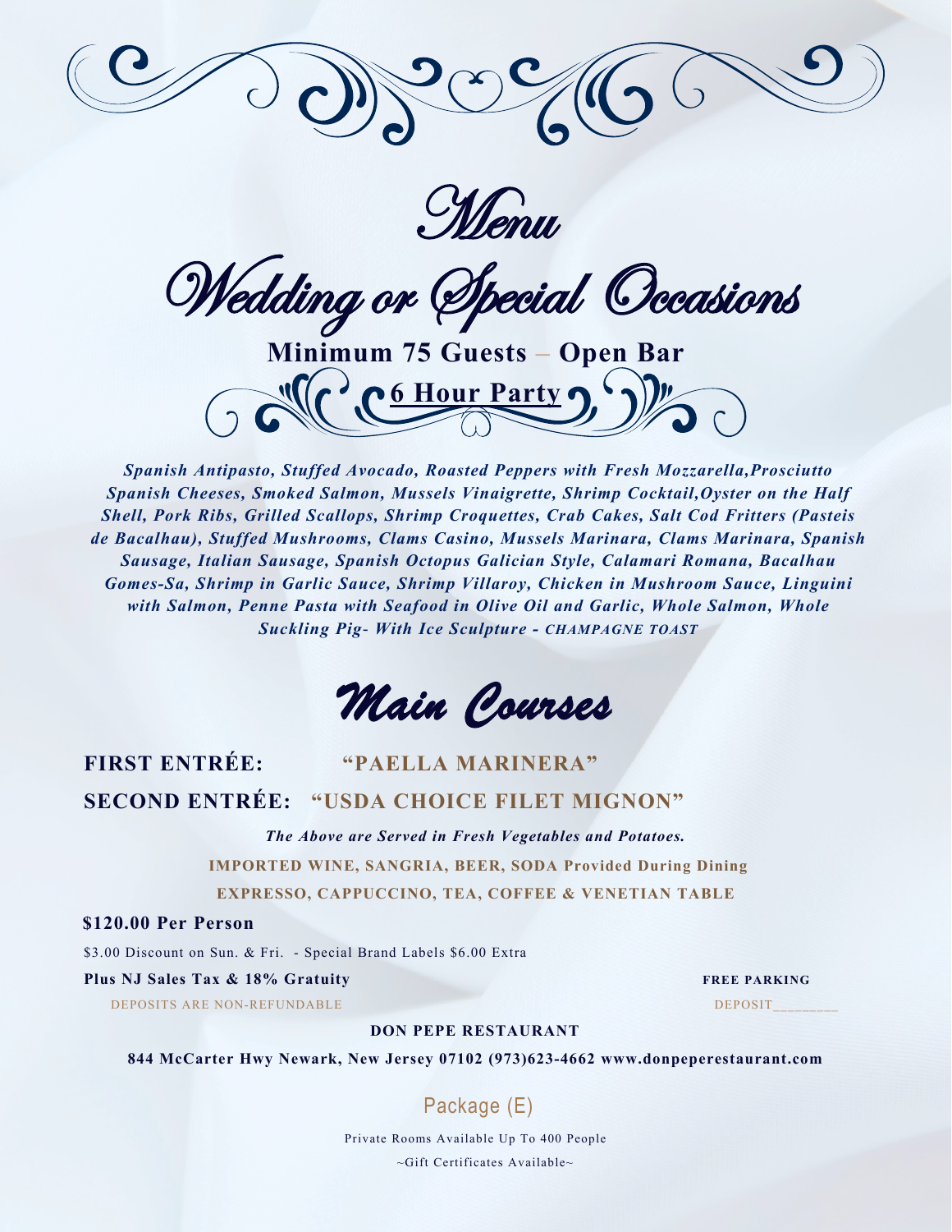# Menu

# Wedding or Special Occasions

**Minimum 75 Guests – Open Bar**

**6 Hour Party**

***Spanish Antipasto, Stuffed Avocado, Roasted Peppers with Fresh Mozzarella,Prosciutto Spanish Cheeses, Smoked Salmon, Mussels Vinaigrette, Shrimp Cocktail,Oyster on the Half Shell, Pork Ribs, Grilled Scallops, Shrimp Croquettes, Crab Cakes, Salt Cod Fritters (Pasteis de Bacalhau), Stuffed Mushrooms, Clams Casino, Mussels Marinara, Clams Marinara, Spanish Sausage, Italian Sausage, Spanish Octopus Galician Style, Calamari Romana, Bacalhau Gomes-Sa, Shrimp in Garlic Sauce, Shrimp Villaroy, Chicken in Mushroom Sauce, Linguini with Salmon, Penne Pasta with Seafood in Olive Oil and Garlic, Whole Salmon, Whole Suckling Pig- With Ice Sculpture - CHAMPAGNE TOAST***

## Main Courses

**FIRST ENTRÉE:** **"PAELLA MARINERA"**

**SECOND ENTRÉE:** **"USDA CHOICE FILET MIGNON"**

***The Above are Served in Fresh Vegetables and Potatoes.***

**IMPORTED WINE, SANGRIA, BEER, SODA Provided During Dining**

**EXPRESSO, CAPPUCCINO, TEA, COFFEE & VENETIAN TABLE**

**$120.00 Per Person**

$3.00 Discount on Sun. & Fri. - Special Brand Labels $6.00 Extra

**Plus NJ Sales Tax & 18% Gratuity**

**FREE PARKING**

DEPOSITS ARE NON-REFUNDABLE

DEPOSIT________

**DON PEPE RESTAURANT**

**844 McCarter Hwy Newark, New Jersey 07102 (973)623-4662 www.donpeperestaurant.com**

Package (E)

Private Rooms Available Up To 400 People

~Gift Certificates Available~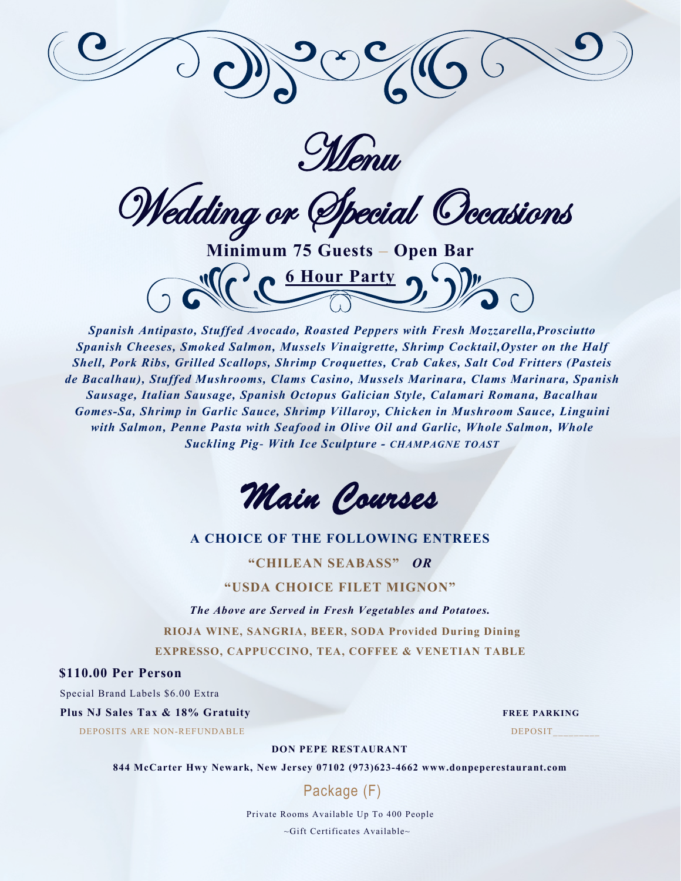# Menu

# Wedding or Special Occasions

**Minimum 75 Guests – Open Bar**

**6 Hour Party**

***Spanish Antipasto, Stuffed Avocado, Roasted Peppers with Fresh Mozzarella,Prosciutto Spanish Cheeses, Smoked Salmon, Mussels Vinaigrette, Shrimp Cocktail,Oyster on the Half Shell, Pork Ribs, Grilled Scallops, Shrimp Croquettes, Crab Cakes, Salt Cod Fritters (Pasteis de Bacalhau), Stuffed Mushrooms, Clams Casino, Mussels Marinara, Clams Marinara, Spanish Sausage, Italian Sausage, Spanish Octopus Galician Style, Calamari Romana, Bacalhau Gomes-Sa, Shrimp in Garlic Sauce, Shrimp Villaroy, Chicken in Mushroom Sauce, Linguini with Salmon, Penne Pasta with Seafood in Olive Oil and Garlic, Whole Salmon, Whole Suckling Pig- With Ice Sculpture - CHAMPAGNE TOAST***

## Main Courses

**A CHOICE OF THE FOLLOWING ENTREES**

**"CHILEAN SEABASS"** ***OR***

**"USDA CHOICE FILET MIGNON"**

***The Above are Served in Fresh Vegetables and Potatoes.***

**RIOJA WINE, SANGRIA, BEER, SODA Provided During Dining**

**EXPRESSO, CAPPUCCINO, TEA, COFFEE & VENETIAN TABLE**

**$110.00 Per Person**

Special Brand Labels $6.00 Extra

**Plus NJ Sales Tax & 18% Gratuity**

DEPOSITS ARE NON-REFUNDABLE

**FREE PARKING**

DEPOSIT________

**DON PEPE RESTAURANT**

**844 McCarter Hwy Newark, New Jersey 07102 (973)623-4662 www.donpeperestaurant.com**

Package (F)

Private Rooms Available Up To 400 People

~Gift Certificates Available~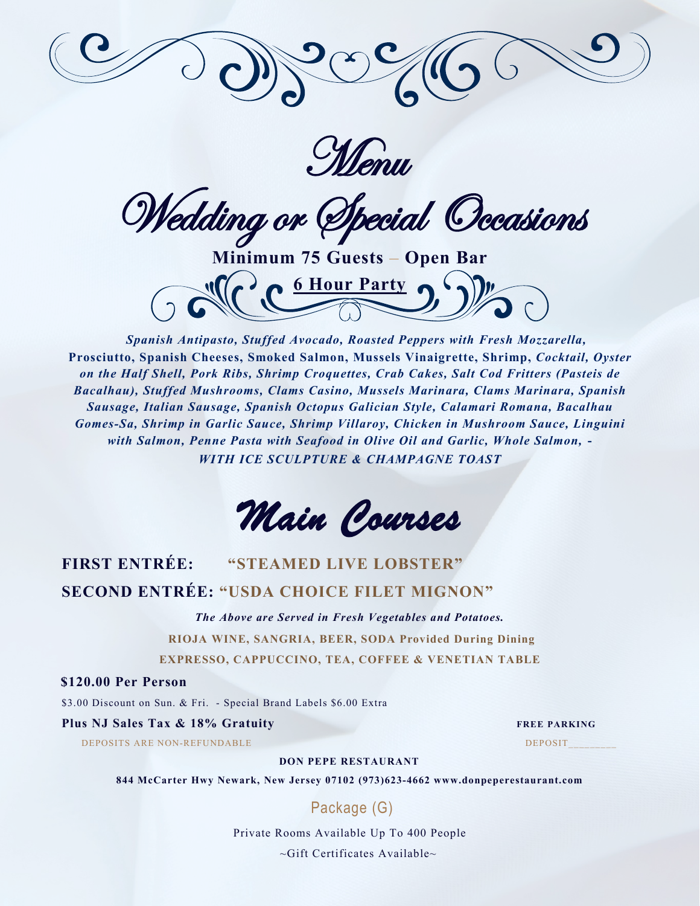# Menu

## Wedding or Special Occasions

**Minimum 75 Guests – Open Bar**

**6 Hour Party**

***Spanish Antipasto, Stuffed Avocado, Roasted Peppers with Fresh Mozzarella,*** **Prosciutto, Spanish Cheeses, Smoked Salmon, Mussels Vinaigrette, Shrimp,** ***Cocktail, Oyster on the Half Shell, Pork Ribs, Shrimp Croquettes, Crab Cakes, Salt Cod Fritters (Pasteis de Bacalhau), Stuffed Mushrooms, Clams Casino, Mussels Marinara, Clams Marinara, Spanish Sausage, Italian Sausage, Spanish Octopus Galician Style, Calamari Romana, Bacalhau Gomes-Sa, Shrimp in Garlic Sauce, Shrimp Villaroy, Chicken in Mushroom Sauce, Linguini with Salmon, Penne Pasta with Seafood in Olive Oil and Garlic, Whole Salmon, - WITH ICE SCULPTURE & CHAMPAGNE TOAST***

## Main Courses

**FIRST ENTRÉE: "STEAMED LIVE LOBSTER"**

**SECOND ENTRÉE: "USDA CHOICE FILET MIGNON"**

***The Above are Served in Fresh Vegetables and Potatoes.***

**RIOJA WINE, SANGRIA, BEER, SODA Provided During Dining**

**EXPRESSO, CAPPUCCINO, TEA, COFFEE & VENETIAN TABLE**

**$120.00 Per Person**

$3.00 Discount on Sun. & Fri. - Special Brand Labels $6.00 Extra

**Plus NJ Sales Tax & 18% Gratuity**

**FREE PARKING**

DEPOSITS ARE NON-REFUNDABLE

DEPOSIT________

**DON PEPE RESTAURANT**

**844 McCarter Hwy Newark, New Jersey 07102 (973)623-4662 www.donpeperestaurant.com**

Package (G)

Private Rooms Available Up To 400 People

~Gift Certificates Available~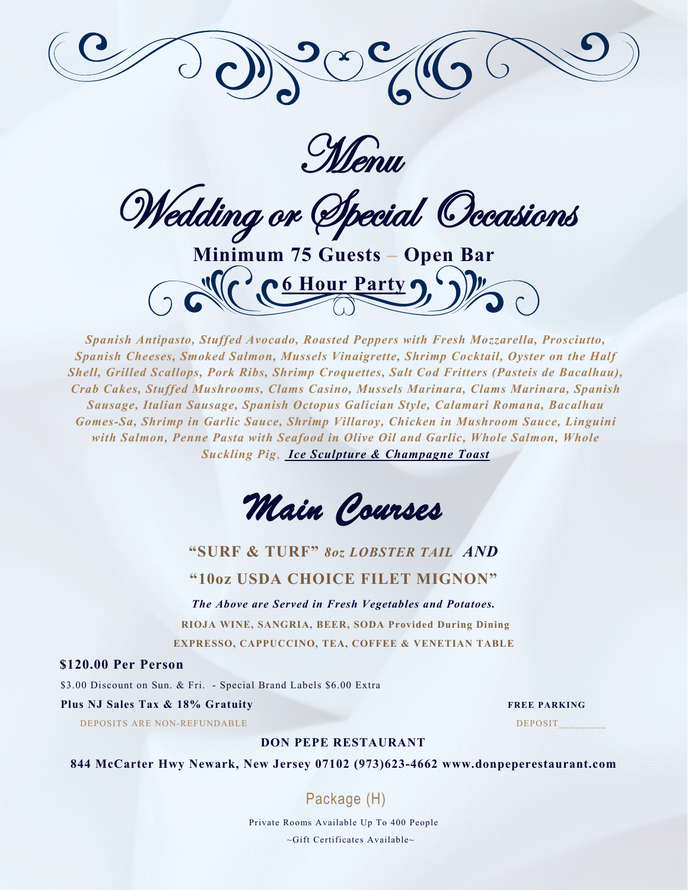# Menu

## Wedding or Special Occasions

**Minimum 75 Guests – Open Bar**

**6 Hour Party**

***Spanish Antipasto, Stuffed Avocado, Roasted Peppers with Fresh Mozzarella, Prosciutto, Spanish Cheeses, Smoked Salmon, Mussels Vinaigrette, Shrimp Cocktail, Oyster on the Half Shell, Grilled Scallops, Pork Ribs, Shrimp Croquettes, Salt Cod Fritters (Pasteis de Bacalhau), Crab Cakes, Stuffed Mushrooms, Clams Casino, Mussels Marinara, Clams Marinara, Spanish Sausage, Italian Sausage, Spanish Octopus Galician Style, Calamari Romana, Bacalhau Gomes-Sa, Shrimp in Garlic Sauce, Shrimp Villaroy, Chicken in Mushroom Sauce, Linguini with Salmon, Penne Pasta with Seafood in Olive Oil and Garlic, Whole Salmon, Whole Suckling Pig, Ice Sculpture & Champagne Toast***

## Main Courses

**"SURF & TURF"** ***8oz LOBSTER TAIL AND***

**"10oz USDA CHOICE FILET MIGNON"**

***The Above are Served in Fresh Vegetables and Potatoes.***

**RIOJA WINE, SANGRIA, BEER, SODA Provided During Dining**

**EXPRESSO, CAPPUCCINO, TEA, COFFEE & VENETIAN TABLE**

**$120.00 Per Person**

$3.00 Discount on Sun. & Fri. - Special Brand Labels $6.00 Extra

**Plus NJ Sales Tax & 18% Gratuity**

**FREE PARKING**

DEPOSITS ARE NON-REFUNDABLE

DEPOSIT________

**DON PEPE RESTAURANT**

**844 McCarter Hwy Newark, New Jersey 07102 (973)623-4662 www.donpeperestaurant.com**

Package (H)

Private Rooms Available Up To 400 People

~Gift Certificates Available~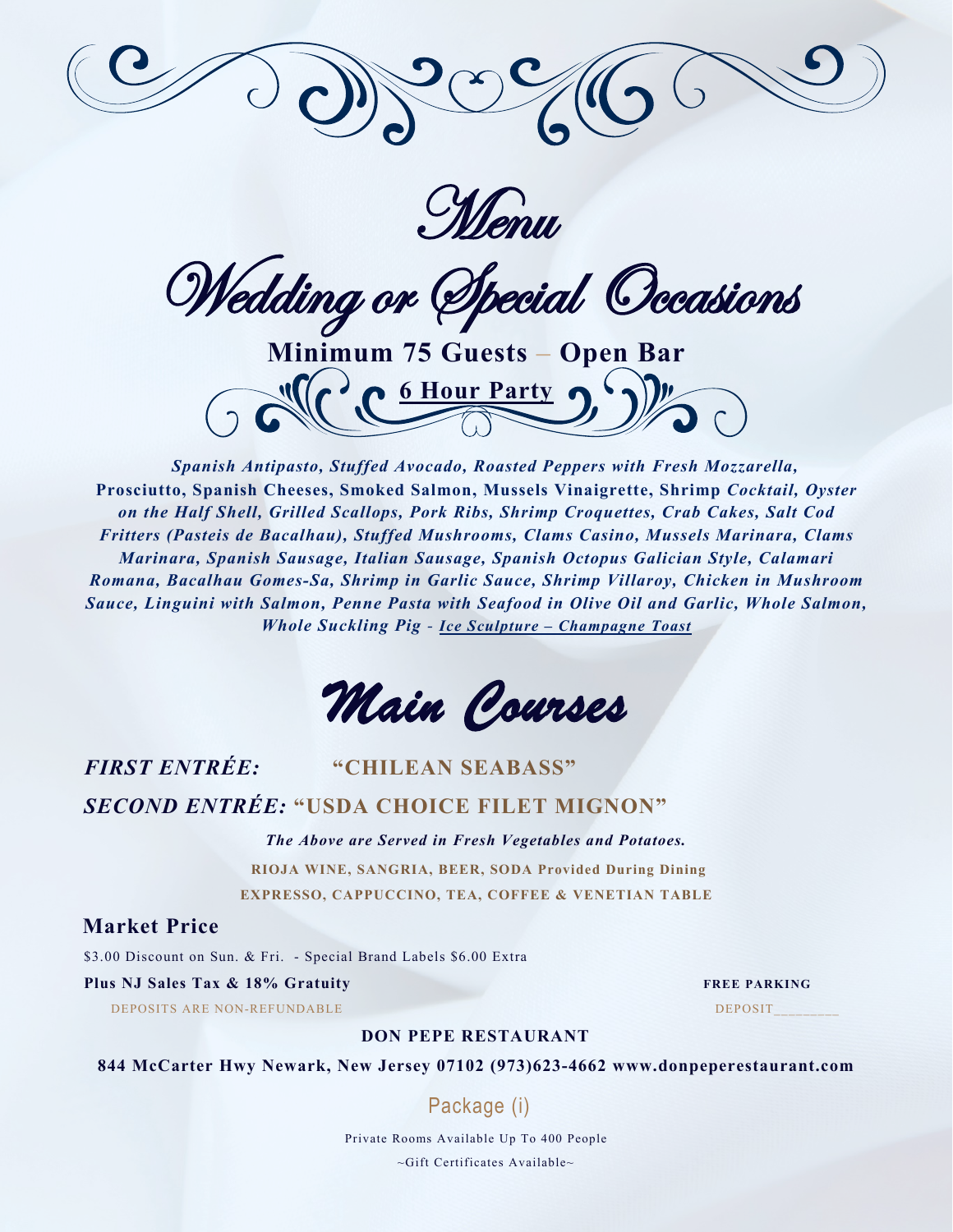# Menu

# Wedding or Special Occasions

**Minimum 75 Guests – Open Bar**

**6 Hour Party**

***Spanish Antipasto, Stuffed Avocado, Roasted Peppers with Fresh Mozzarella,*** **Prosciutto, Spanish Cheeses, Smoked Salmon, Mussels Vinaigrette, Shrimp** ***Cocktail, Oyster on the Half Shell, Grilled Scallops, Pork Ribs, Shrimp Croquettes, Crab Cakes, Salt Cod Fritters (Pasteis de Bacalhau), Stuffed Mushrooms, Clams Casino, Mussels Marinara, Clams Marinara, Spanish Sausage, Italian Sausage, Spanish Octopus Galician Style, Calamari Romana, Bacalhau Gomes-Sa, Shrimp in Garlic Sauce, Shrimp Villaroy, Chicken in Mushroom Sauce, Linguini with Salmon, Penne Pasta with Seafood in Olive Oil and Garlic, Whole Salmon, Whole Suckling Pig - Ice Sculpture – Champagne Toast***

## Main Courses

***FIRST ENTRÉE:*** **"CHILEAN SEABASS"**

***SECOND ENTRÉE:*** **"USDA CHOICE FILET MIGNON"**

***The Above are Served in Fresh Vegetables and Potatoes.***

**RIOJA WINE, SANGRIA, BEER, SODA Provided During Dining**

**EXPRESSO, CAPPUCCINO, TEA, COFFEE & VENETIAN TABLE**

### Market Price

$3.00 Discount on Sun. & Fri. - Special Brand Labels $6.00 Extra

**Plus NJ Sales Tax & 18% Gratuity**

**FREE PARKING**

DEPOSITS ARE NON-REFUNDABLE

DEPOSIT________

**DON PEPE RESTAURANT**

**844 McCarter Hwy Newark, New Jersey 07102 (973)623-4662 www.donpeperestaurant.com**

Package (i)

Private Rooms Available Up To 400 People

~Gift Certificates Available~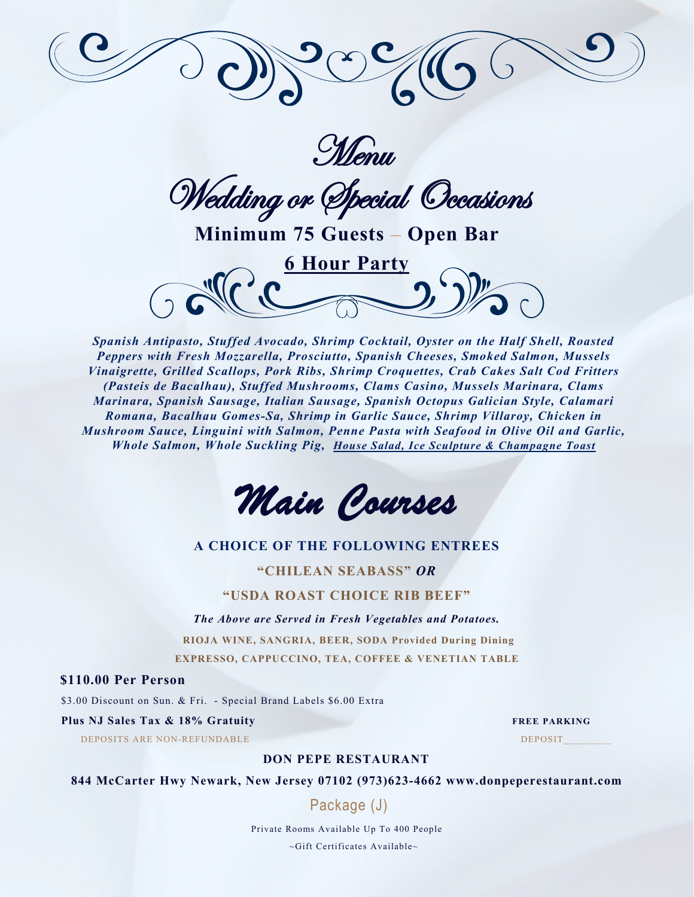# Menu

## Wedding or Special Occasions

**Minimum 75 Guests – Open Bar**

**6 Hour Party**

***Spanish Antipasto, Stuffed Avocado, Shrimp Cocktail, Oyster on the Half Shell, Roasted Peppers with Fresh Mozzarella, Prosciutto, Spanish Cheeses, Smoked Salmon, Mussels Vinaigrette, Grilled Scallops, Pork Ribs, Shrimp Croquettes, Crab Cakes Salt Cod Fritters (Pasteis de Bacalhau), Stuffed Mushrooms, Clams Casino, Mussels Marinara, Clams Marinara, Spanish Sausage, Italian Sausage, Spanish Octopus Galician Style, Calamari Romana, Bacalhau Gomes-Sa, Shrimp in Garlic Sauce, Shrimp Villaroy, Chicken in Mushroom Sauce, Linguini with Salmon, Penne Pasta with Seafood in Olive Oil and Garlic, Whole Salmon, Whole Suckling Pig, House Salad, Ice Sculpture & Champagne Toast***

## Main Courses

**A CHOICE OF THE FOLLOWING ENTREES**

**"CHILEAN SEABASS"** ***OR***

**"USDA ROAST CHOICE RIB BEEF"**

***The Above are Served in Fresh Vegetables and Potatoes.***

**RIOJA WINE, SANGRIA, BEER, SODA Provided During Dining**

**EXPRESSO, CAPPUCCINO, TEA, COFFEE & VENETIAN TABLE**

**$110.00 Per Person**

$3.00 Discount on Sun. & Fri. - Special Brand Labels $6.00 Extra

**Plus NJ Sales Tax & 18% Gratuity**

**FREE PARKING**

DEPOSITS ARE NON-REFUNDABLE

DEPOSIT________

**DON PEPE RESTAURANT**

**844 McCarter Hwy Newark, New Jersey 07102 (973)623-4662 www.donpeperestaurant.com**

Package (J)

Private Rooms Available Up To 400 People

~Gift Certificates Available~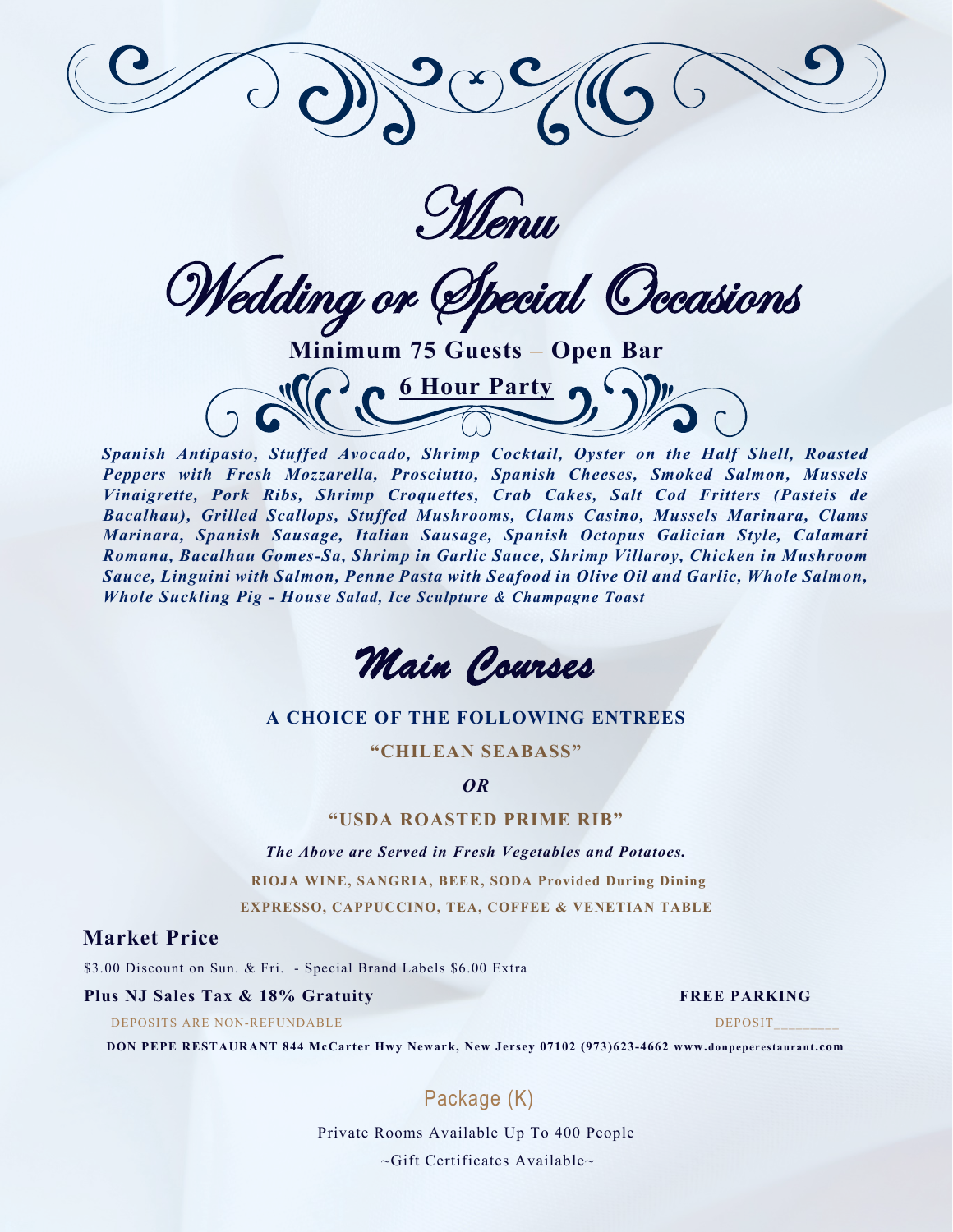# Menu

## Wedding or Special Occasions

**Minimum 75 Guests – Open Bar**

**6 Hour Party**

***Spanish Antipasto, Stuffed Avocado, Shrimp Cocktail, Oyster on the Half Shell, Roasted Peppers with Fresh Mozzarella, Prosciutto, Spanish Cheeses, Smoked Salmon, Mussels Vinaigrette, Pork Ribs, Shrimp Croquettes, Crab Cakes, Salt Cod Fritters (Pasteis de Bacalhau), Grilled Scallops, Stuffed Mushrooms, Clams Casino, Mussels Marinara, Clams Marinara, Spanish Sausage, Italian Sausage, Spanish Octopus Galician Style, Calamari Romana, Bacalhau Gomes-Sa, Shrimp in Garlic Sauce, Shrimp Villaroy, Chicken in Mushroom Sauce, Linguini with Salmon, Penne Pasta with Seafood in Olive Oil and Garlic, Whole Salmon, Whole Suckling Pig - House Salad, Ice Sculpture & Champagne Toast***

## Main Courses

**A CHOICE OF THE FOLLOWING ENTREES**

**"CHILEAN SEABASS"**

***OR***

**"USDA ROASTED PRIME RIB"**

***The Above are Served in Fresh Vegetables and Potatoes.***

**RIOJA WINE, SANGRIA, BEER, SODA Provided During Dining**

**EXPRESSO, CAPPUCCINO, TEA, COFFEE & VENETIAN TABLE**

**Market Price**

$3.00 Discount on Sun. & Fri. - Special Brand Labels $6.00 Extra

**Plus NJ Sales Tax & 18% Gratuity**

**FREE PARKING**

DEPOSITS ARE NON-REFUNDABLE

DEPOSIT________

**DON PEPE RESTAURANT 844 McCarter Hwy Newark, New Jersey 07102 (973)623-4662 www.donpeperestaurant.com**

Package (K)

Private Rooms Available Up To 400 People

~Gift Certificates Available~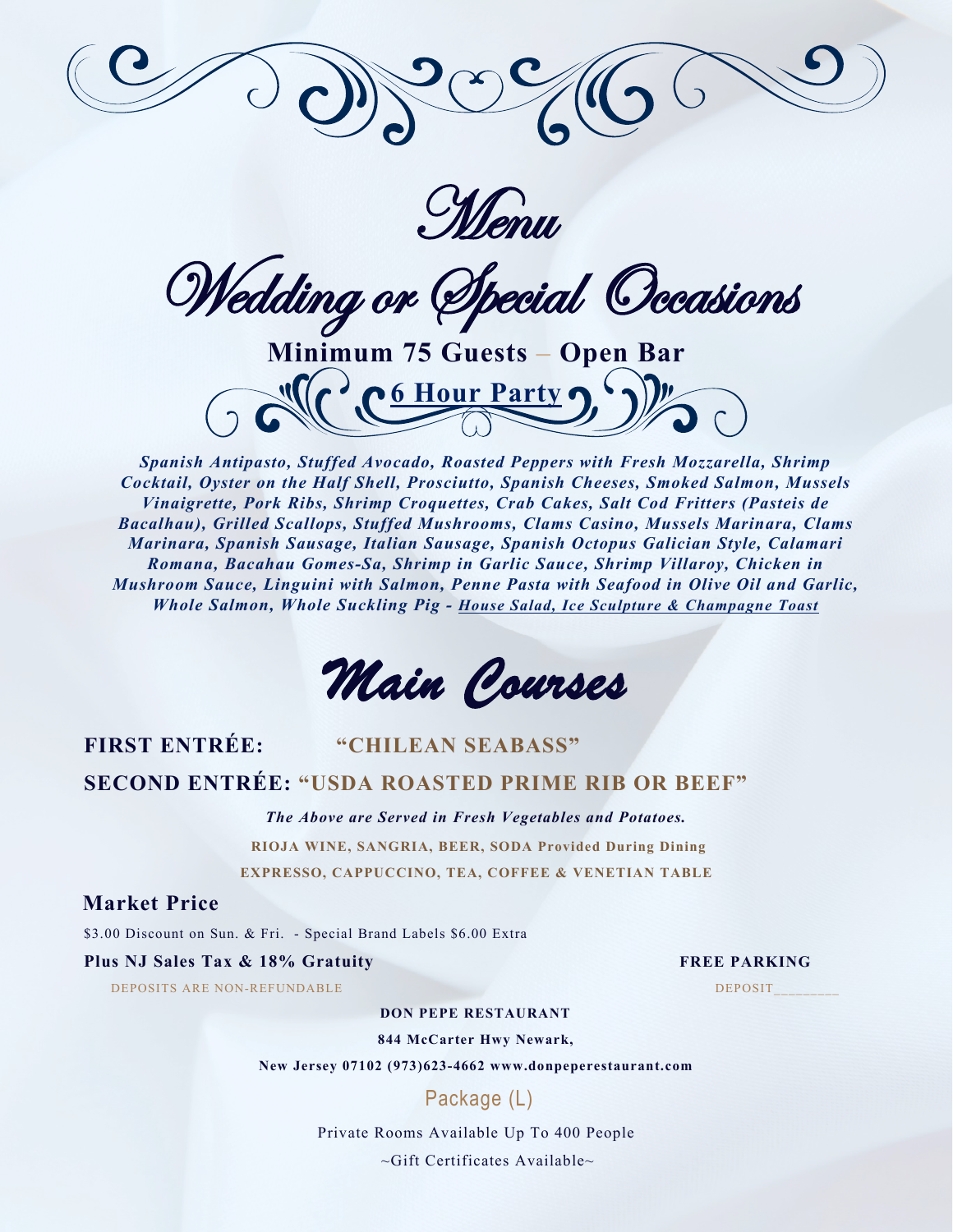# Menu

## Wedding or Special Occasions

**Minimum 75 Guests – Open Bar**

**6 Hour Party**

***Spanish Antipasto, Stuffed Avocado, Roasted Peppers with Fresh Mozzarella, Shrimp Cocktail, Oyster on the Half Shell, Prosciutto, Spanish Cheeses, Smoked Salmon, Mussels Vinaigrette, Pork Ribs, Shrimp Croquettes, Crab Cakes, Salt Cod Fritters (Pasteis de Bacalhau), Grilled Scallops, Stuffed Mushrooms, Clams Casino, Mussels Marinara, Clams Marinara, Spanish Sausage, Italian Sausage, Spanish Octopus Galician Style, Calamari Romana, Bacahau Gomes-Sa, Shrimp in Garlic Sauce, Shrimp Villaroy, Chicken in Mushroom Sauce, Linguini with Salmon, Penne Pasta with Seafood in Olive Oil and Garlic, Whole Salmon, Whole Suckling Pig - House Salad, Ice Sculpture & Champagne Toast***

## Main Courses

**FIRST ENTRÉE: "CHILEAN SEABASS"**

**SECOND ENTRÉE: "USDA ROASTED PRIME RIB OR BEEF"**

***The Above are Served in Fresh Vegetables and Potatoes.***

**RIOJA WINE, SANGRIA, BEER, SODA Provided During Dining**

**EXPRESSO, CAPPUCCINO, TEA, COFFEE & VENETIAN TABLE**

**Market Price**

$3.00 Discount on Sun. & Fri. - Special Brand Labels $6.00 Extra

**Plus NJ Sales Tax & 18% Gratuity** **FREE PARKING**

DEPOSITS ARE NON-REFUNDABLE DEPOSIT________

**DON PEPE RESTAURANT**

**844 McCarter Hwy Newark,**

**New Jersey 07102 (973)623-4662 www.donpeperestaurant.com**

Package (L)

Private Rooms Available Up To 400 People

~Gift Certificates Available~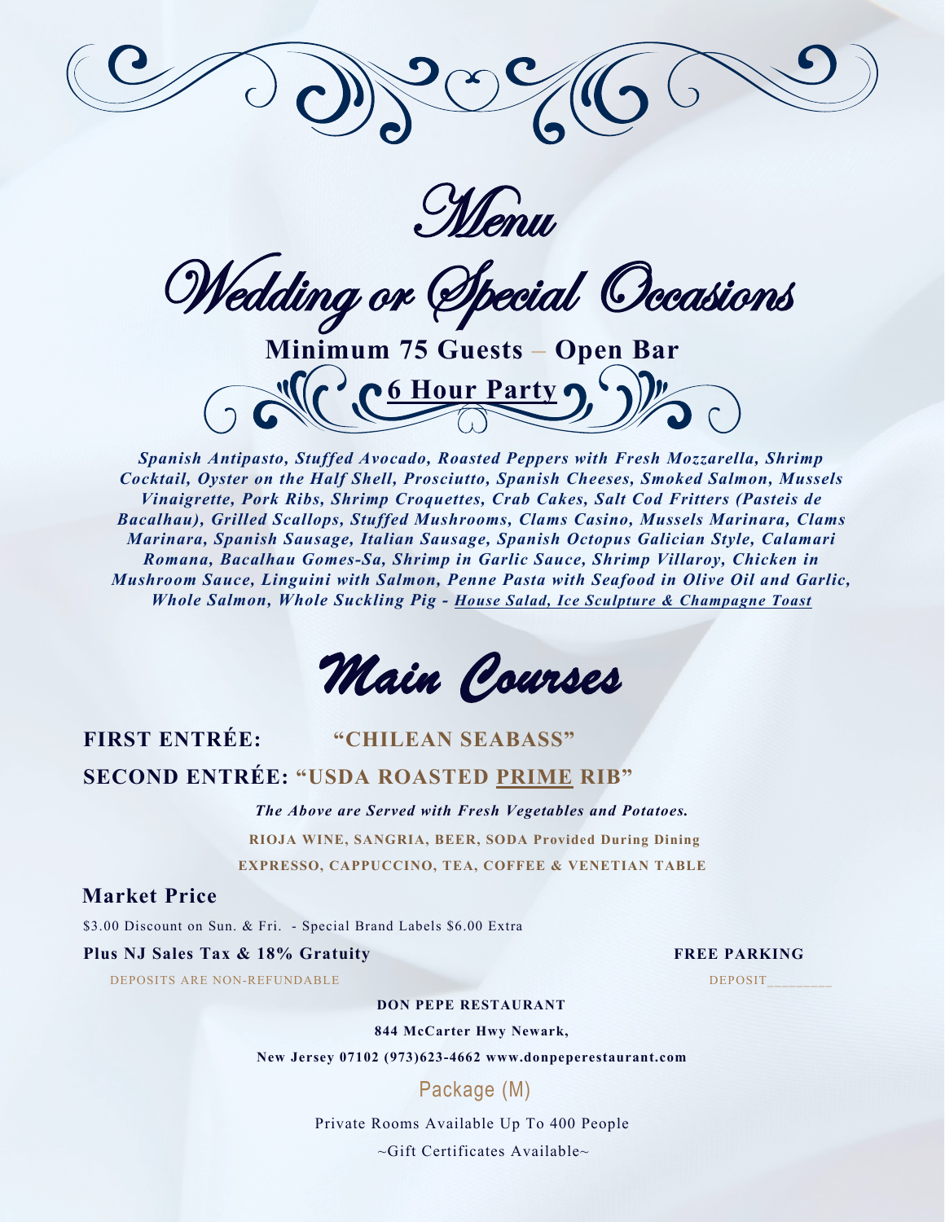# Menu

# Wedding or Special Occasions

**Minimum 75 Guests – Open Bar**

**<u>6 Hour Party</u>**

***Spanish Antipasto, Stuffed Avocado, Roasted Peppers with Fresh Mozzarella, Shrimp Cocktail, Oyster on the Half Shell, Prosciutto, Spanish Cheeses, Smoked Salmon, Mussels Vinaigrette, Pork Ribs, Shrimp Croquettes, Crab Cakes, Salt Cod Fritters (Pasteis de Bacalhau), Grilled Scallops, Stuffed Mushrooms, Clams Casino, Mussels Marinara, Clams Marinara, Spanish Sausage, Italian Sausage, Spanish Octopus Galician Style, Calamari Romana, Bacalhau Gomes-Sa, Shrimp in Garlic Sauce, Shrimp Villaroy, Chicken in Mushroom Sauce, Linguini with Salmon, Penne Pasta with Seafood in Olive Oil and Garlic, Whole Salmon, Whole Suckling Pig - <u>House Salad, Ice Sculpture & Champagne Toast</u>***

## Main Courses

**FIRST ENTRÉE: "CHILEAN SEABASS"**

**SECOND ENTRÉE: "USDA ROASTED <u>PRIME</u> RIB"**

***The Above are Served with Fresh Vegetables and Potatoes.***

**RIOJA WINE, SANGRIA, BEER, SODA Provided During Dining**

**EXPRESSO, CAPPUCCINO, TEA, COFFEE & VENETIAN TABLE**

### Market Price

$3.00 Discount on Sun. & Fri. - Special Brand Labels $6.00 Extra

**Plus NJ Sales Tax & 18% Gratuity** **FREE PARKING**

DEPOSITS ARE NON-REFUNDABLE DEPOSIT________

**DON PEPE RESTAURANT**

**844 McCarter Hwy Newark,**

**New Jersey 07102 (973)623-4662 www.donpeperestaurant.com**

Package (M)

Private Rooms Available Up To 400 People

~Gift Certificates Available~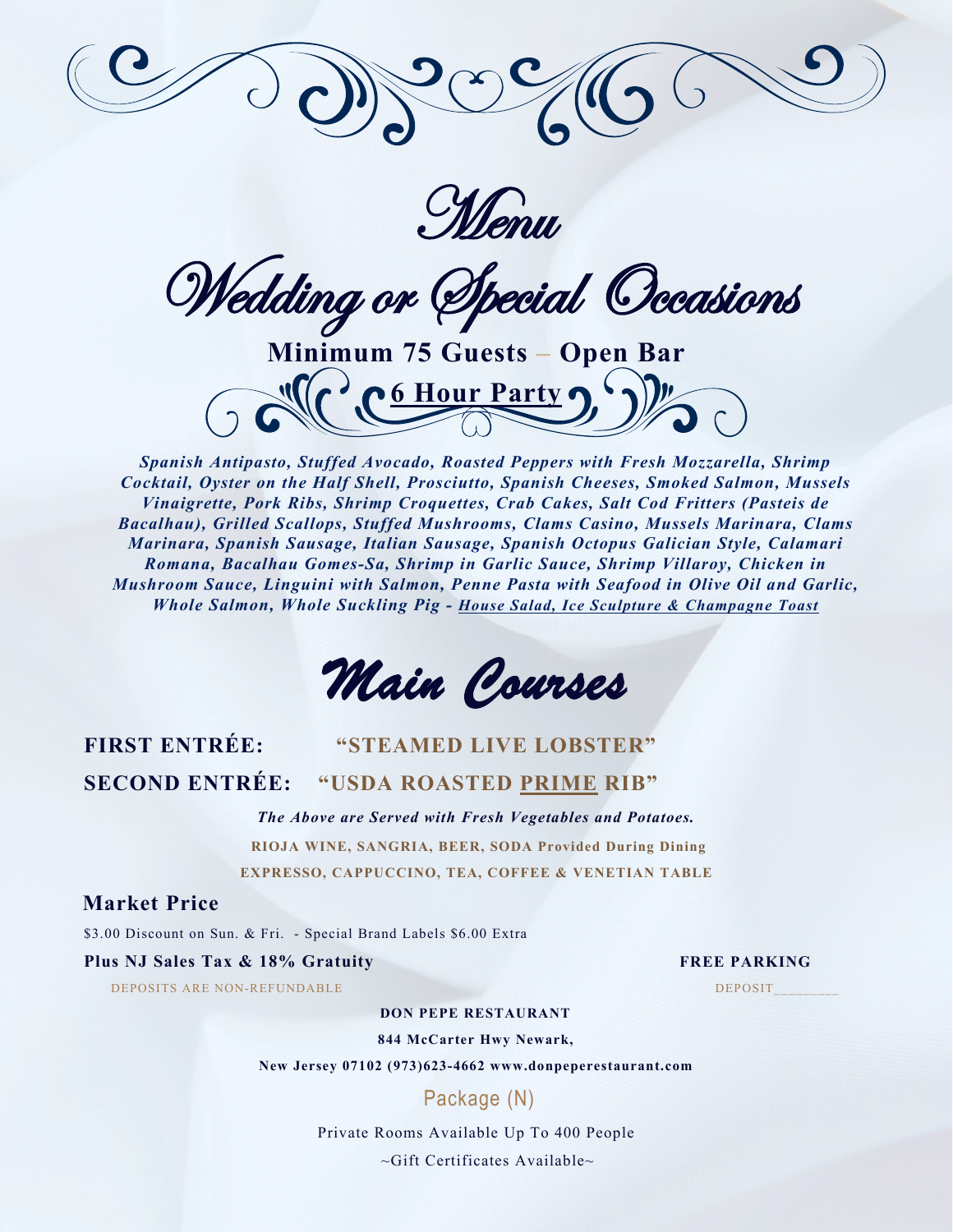# Menu

## Wedding or Special Occasions

**Minimum 75 Guests – Open Bar**

**6 Hour Party**

***Spanish Antipasto, Stuffed Avocado, Roasted Peppers with Fresh Mozzarella, Shrimp Cocktail, Oyster on the Half Shell, Prosciutto, Spanish Cheeses, Smoked Salmon, Mussels Vinaigrette, Pork Ribs, Shrimp Croquettes, Crab Cakes, Salt Cod Fritters (Pasteis de Bacalhau), Grilled Scallops, Stuffed Mushrooms, Clams Casino, Mussels Marinara, Clams Marinara, Spanish Sausage, Italian Sausage, Spanish Octopus Galician Style, Calamari Romana, Bacalhau Gomes-Sa, Shrimp in Garlic Sauce, Shrimp Villaroy, Chicken in Mushroom Sauce, Linguini with Salmon, Penne Pasta with Seafood in Olive Oil and Garlic, Whole Salmon, Whole Suckling Pig - House Salad, Ice Sculpture & Champagne Toast***

## Main Courses

**FIRST ENTRÉE: "STEAMED LIVE LOBSTER"**

**SECOND ENTRÉE: "USDA ROASTED PRIME RIB"**

***The Above are Served with Fresh Vegetables and Potatoes.***

**RIOJA WINE, SANGRIA, BEER, SODA Provided During Dining**

**EXPRESSO, CAPPUCCINO, TEA, COFFEE & VENETIAN TABLE**

**Market Price**

$3.00 Discount on Sun. & Fri. - Special Brand Labels $6.00 Extra

**Plus NJ Sales Tax & 18% Gratuity**

**FREE PARKING**

DEPOSITS ARE NON-REFUNDABLE

DEPOSIT________

**DON PEPE RESTAURANT**

**844 McCarter Hwy Newark,**

**New Jersey 07102 (973)623-4662 www.donpeperestaurant.com**

Package (N)

Private Rooms Available Up To 400 People

~Gift Certificates Available~